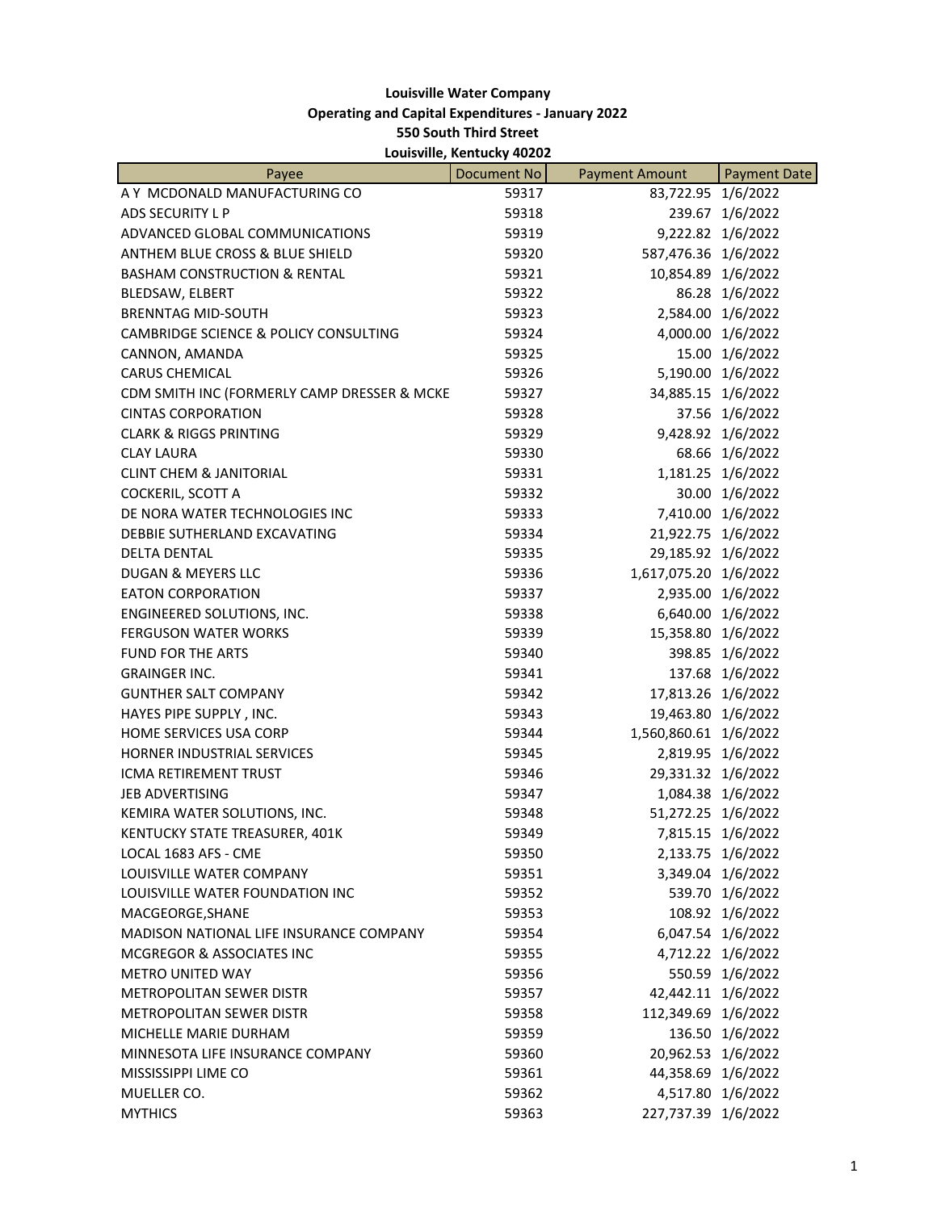**Louisville Water Company**
**Operating and Capital Expenditures - January 2022**
**550 South Third Street**
**Louisville, Kentucky 40202**

| Payee | Document No | Payment Amount | Payment Date |
|---|---|---|---|
| A Y MCDONALD MANUFACTURING CO | 59317 | 83,722.95 | 1/6/2022 |
| ADS SECURITY L P | 59318 | 239.67 | 1/6/2022 |
| ADVANCED GLOBAL COMMUNICATIONS | 59319 | 9,222.82 | 1/6/2022 |
| ANTHEM BLUE CROSS & BLUE SHIELD | 59320 | 587,476.36 | 1/6/2022 |
| BASHAM CONSTRUCTION & RENTAL | 59321 | 10,854.89 | 1/6/2022 |
| BLEDSAW, ELBERT | 59322 | 86.28 | 1/6/2022 |
| BRENNTAG MID-SOUTH | 59323 | 2,584.00 | 1/6/2022 |
| CAMBRIDGE SCIENCE & POLICY CONSULTING | 59324 | 4,000.00 | 1/6/2022 |
| CANNON, AMANDA | 59325 | 15.00 | 1/6/2022 |
| CARUS CHEMICAL | 59326 | 5,190.00 | 1/6/2022 |
| CDM SMITH INC (FORMERLY CAMP DRESSER & MCKE | 59327 | 34,885.15 | 1/6/2022 |
| CINTAS CORPORATION | 59328 | 37.56 | 1/6/2022 |
| CLARK & RIGGS PRINTING | 59329 | 9,428.92 | 1/6/2022 |
| CLAY LAURA | 59330 | 68.66 | 1/6/2022 |
| CLINT CHEM & JANITORIAL | 59331 | 1,181.25 | 1/6/2022 |
| COCKERIL, SCOTT A | 59332 | 30.00 | 1/6/2022 |
| DE NORA WATER TECHNOLOGIES INC | 59333 | 7,410.00 | 1/6/2022 |
| DEBBIE SUTHERLAND EXCAVATING | 59334 | 21,922.75 | 1/6/2022 |
| DELTA DENTAL | 59335 | 29,185.92 | 1/6/2022 |
| DUGAN & MEYERS LLC | 59336 | 1,617,075.20 | 1/6/2022 |
| EATON CORPORATION | 59337 | 2,935.00 | 1/6/2022 |
| ENGINEERED SOLUTIONS, INC. | 59338 | 6,640.00 | 1/6/2022 |
| FERGUSON WATER WORKS | 59339 | 15,358.80 | 1/6/2022 |
| FUND FOR THE ARTS | 59340 | 398.85 | 1/6/2022 |
| GRAINGER INC. | 59341 | 137.68 | 1/6/2022 |
| GUNTHER SALT COMPANY | 59342 | 17,813.26 | 1/6/2022 |
| HAYES PIPE SUPPLY , INC. | 59343 | 19,463.80 | 1/6/2022 |
| HOME SERVICES USA CORP | 59344 | 1,560,860.61 | 1/6/2022 |
| HORNER INDUSTRIAL SERVICES | 59345 | 2,819.95 | 1/6/2022 |
| ICMA RETIREMENT TRUST | 59346 | 29,331.32 | 1/6/2022 |
| JEB ADVERTISING | 59347 | 1,084.38 | 1/6/2022 |
| KEMIRA WATER SOLUTIONS, INC. | 59348 | 51,272.25 | 1/6/2022 |
| KENTUCKY STATE TREASURER, 401K | 59349 | 7,815.15 | 1/6/2022 |
| LOCAL 1683 AFS - CME | 59350 | 2,133.75 | 1/6/2022 |
| LOUISVILLE WATER COMPANY | 59351 | 3,349.04 | 1/6/2022 |
| LOUISVILLE WATER FOUNDATION INC | 59352 | 539.70 | 1/6/2022 |
| MACGEORGE,SHANE | 59353 | 108.92 | 1/6/2022 |
| MADISON NATIONAL LIFE INSURANCE COMPANY | 59354 | 6,047.54 | 1/6/2022 |
| MCGREGOR & ASSOCIATES INC | 59355 | 4,712.22 | 1/6/2022 |
| METRO UNITED WAY | 59356 | 550.59 | 1/6/2022 |
| METROPOLITAN SEWER DISTR | 59357 | 42,442.11 | 1/6/2022 |
| METROPOLITAN SEWER DISTR | 59358 | 112,349.69 | 1/6/2022 |
| MICHELLE MARIE DURHAM | 59359 | 136.50 | 1/6/2022 |
| MINNESOTA LIFE INSURANCE COMPANY | 59360 | 20,962.53 | 1/6/2022 |
| MISSISSIPPI LIME CO | 59361 | 44,358.69 | 1/6/2022 |
| MUELLER CO. | 59362 | 4,517.80 | 1/6/2022 |
| MYTHICS | 59363 | 227,737.39 | 1/6/2022 |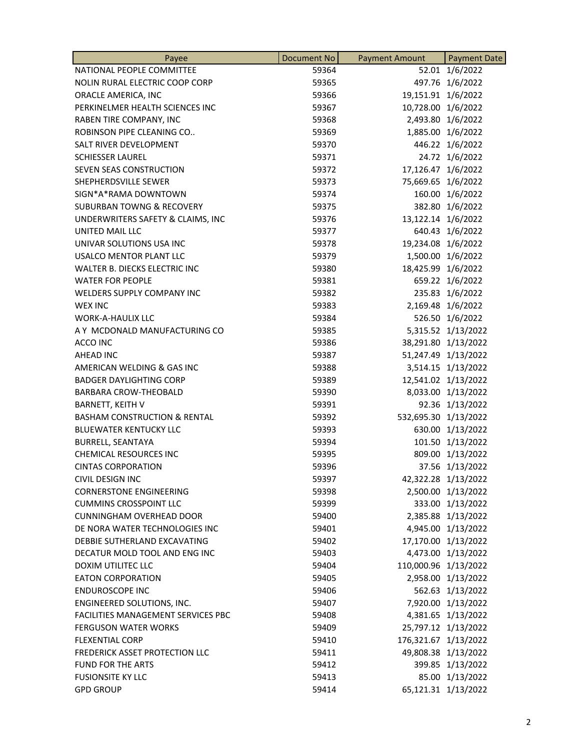| Payee | Document No | Payment Amount | Payment Date |
|---|---|---|---|
| NATIONAL PEOPLE COMMITTEE | 59364 | 52.01 | 1/6/2022 |
| NOLIN RURAL ELECTRIC COOP CORP | 59365 | 497.76 | 1/6/2022 |
| ORACLE AMERICA, INC | 59366 | 19,151.91 | 1/6/2022 |
| PERKINELMER HEALTH SCIENCES INC | 59367 | 10,728.00 | 1/6/2022 |
| RABEN TIRE COMPANY, INC | 59368 | 2,493.80 | 1/6/2022 |
| ROBINSON PIPE CLEANING CO.. | 59369 | 1,885.00 | 1/6/2022 |
| SALT RIVER DEVELOPMENT | 59370 | 446.22 | 1/6/2022 |
| SCHIESSER LAUREL | 59371 | 24.72 | 1/6/2022 |
| SEVEN SEAS CONSTRUCTION | 59372 | 17,126.47 | 1/6/2022 |
| SHEPHERDSVILLE SEWER | 59373 | 75,669.65 | 1/6/2022 |
| SIGN*A*RAMA DOWNTOWN | 59374 | 160.00 | 1/6/2022 |
| SUBURBAN TOWNG & RECOVERY | 59375 | 382.80 | 1/6/2022 |
| UNDERWRITERS SAFETY & CLAIMS, INC | 59376 | 13,122.14 | 1/6/2022 |
| UNITED MAIL LLC | 59377 | 640.43 | 1/6/2022 |
| UNIVAR SOLUTIONS USA INC | 59378 | 19,234.08 | 1/6/2022 |
| USALCO MENTOR PLANT LLC | 59379 | 1,500.00 | 1/6/2022 |
| WALTER B. DIECKS ELECTRIC INC | 59380 | 18,425.99 | 1/6/2022 |
| WATER FOR PEOPLE | 59381 | 659.22 | 1/6/2022 |
| WELDERS SUPPLY COMPANY INC | 59382 | 235.83 | 1/6/2022 |
| WEX INC | 59383 | 2,169.48 | 1/6/2022 |
| WORK-A-HAULIX LLC | 59384 | 526.50 | 1/6/2022 |
| A Y MCDONALD MANUFACTURING CO | 59385 | 5,315.52 | 1/13/2022 |
| ACCO INC | 59386 | 38,291.80 | 1/13/2022 |
| AHEAD INC | 59387 | 51,247.49 | 1/13/2022 |
| AMERICAN WELDING & GAS INC | 59388 | 3,514.15 | 1/13/2022 |
| BADGER DAYLIGHTING CORP | 59389 | 12,541.02 | 1/13/2022 |
| BARBARA CROW-THEOBALD | 59390 | 8,033.00 | 1/13/2022 |
| BARNETT, KEITH V | 59391 | 92.36 | 1/13/2022 |
| BASHAM CONSTRUCTION & RENTAL | 59392 | 532,695.30 | 1/13/2022 |
| BLUEWATER KENTUCKY LLC | 59393 | 630.00 | 1/13/2022 |
| BURRELL, SEANTAYA | 59394 | 101.50 | 1/13/2022 |
| CHEMICAL RESOURCES INC | 59395 | 809.00 | 1/13/2022 |
| CINTAS CORPORATION | 59396 | 37.56 | 1/13/2022 |
| CIVIL DESIGN INC | 59397 | 42,322.28 | 1/13/2022 |
| CORNERSTONE ENGINEERING | 59398 | 2,500.00 | 1/13/2022 |
| CUMMINS CROSSPOINT LLC | 59399 | 333.00 | 1/13/2022 |
| CUNNINGHAM OVERHEAD DOOR | 59400 | 2,385.88 | 1/13/2022 |
| DE NORA WATER TECHNOLOGIES INC | 59401 | 4,945.00 | 1/13/2022 |
| DEBBIE SUTHERLAND EXCAVATING | 59402 | 17,170.00 | 1/13/2022 |
| DECATUR MOLD TOOL AND ENG INC | 59403 | 4,473.00 | 1/13/2022 |
| DOXIM UTILITEC LLC | 59404 | 110,000.96 | 1/13/2022 |
| EATON CORPORATION | 59405 | 2,958.00 | 1/13/2022 |
| ENDUROSCOPE INC | 59406 | 562.63 | 1/13/2022 |
| ENGINEERED SOLUTIONS, INC. | 59407 | 7,920.00 | 1/13/2022 |
| FACILITIES MANAGEMENT SERVICES PBC | 59408 | 4,381.65 | 1/13/2022 |
| FERGUSON WATER WORKS | 59409 | 25,797.12 | 1/13/2022 |
| FLEXENTIAL CORP | 59410 | 176,321.67 | 1/13/2022 |
| FREDERICK ASSET PROTECTION LLC | 59411 | 49,808.38 | 1/13/2022 |
| FUND FOR THE ARTS | 59412 | 399.85 | 1/13/2022 |
| FUSIONSITE KY LLC | 59413 | 85.00 | 1/13/2022 |
| GPD GROUP | 59414 | 65,121.31 | 1/13/2022 |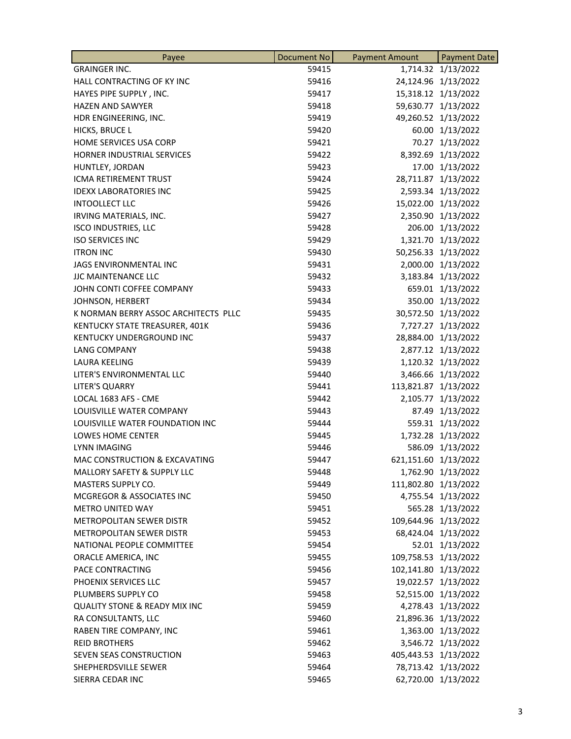| Payee | Document No | Payment Amount | Payment Date |
|---|---|---|---|
| GRAINGER INC. | 59415 | 1,714.32 | 1/13/2022 |
| HALL CONTRACTING OF KY INC | 59416 | 24,124.96 | 1/13/2022 |
| HAYES PIPE SUPPLY , INC. | 59417 | 15,318.12 | 1/13/2022 |
| HAZEN AND SAWYER | 59418 | 59,630.77 | 1/13/2022 |
| HDR ENGINEERING, INC. | 59419 | 49,260.52 | 1/13/2022 |
| HICKS, BRUCE L | 59420 | 60.00 | 1/13/2022 |
| HOME SERVICES USA CORP | 59421 | 70.27 | 1/13/2022 |
| HORNER INDUSTRIAL SERVICES | 59422 | 8,392.69 | 1/13/2022 |
| HUNTLEY, JORDAN | 59423 | 17.00 | 1/13/2022 |
| ICMA RETIREMENT TRUST | 59424 | 28,711.87 | 1/13/2022 |
| IDEXX LABORATORIES INC | 59425 | 2,593.34 | 1/13/2022 |
| INTOOLLECT LLC | 59426 | 15,022.00 | 1/13/2022 |
| IRVING MATERIALS, INC. | 59427 | 2,350.90 | 1/13/2022 |
| ISCO INDUSTRIES, LLC | 59428 | 206.00 | 1/13/2022 |
| ISO SERVICES INC | 59429 | 1,321.70 | 1/13/2022 |
| ITRON INC | 59430 | 50,256.33 | 1/13/2022 |
| JAGS ENVIRONMENTAL INC | 59431 | 2,000.00 | 1/13/2022 |
| JJC MAINTENANCE LLC | 59432 | 3,183.84 | 1/13/2022 |
| JOHN CONTI COFFEE COMPANY | 59433 | 659.01 | 1/13/2022 |
| JOHNSON, HERBERT | 59434 | 350.00 | 1/13/2022 |
| K NORMAN BERRY ASSOC ARCHITECTS PLLC | 59435 | 30,572.50 | 1/13/2022 |
| KENTUCKY STATE TREASURER, 401K | 59436 | 7,727.27 | 1/13/2022 |
| KENTUCKY UNDERGROUND INC | 59437 | 28,884.00 | 1/13/2022 |
| LANG COMPANY | 59438 | 2,877.12 | 1/13/2022 |
| LAURA KEELING | 59439 | 1,120.32 | 1/13/2022 |
| LITER'S ENVIRONMENTAL LLC | 59440 | 3,466.66 | 1/13/2022 |
| LITER'S QUARRY | 59441 | 113,821.87 | 1/13/2022 |
| LOCAL 1683 AFS - CME | 59442 | 2,105.77 | 1/13/2022 |
| LOUISVILLE WATER COMPANY | 59443 | 87.49 | 1/13/2022 |
| LOUISVILLE WATER FOUNDATION INC | 59444 | 559.31 | 1/13/2022 |
| LOWES HOME CENTER | 59445 | 1,732.28 | 1/13/2022 |
| LYNN IMAGING | 59446 | 586.09 | 1/13/2022 |
| MAC CONSTRUCTION & EXCAVATING | 59447 | 621,151.60 | 1/13/2022 |
| MALLORY SAFETY & SUPPLY LLC | 59448 | 1,762.90 | 1/13/2022 |
| MASTERS SUPPLY CO. | 59449 | 111,802.80 | 1/13/2022 |
| MCGREGOR & ASSOCIATES INC | 59450 | 4,755.54 | 1/13/2022 |
| METRO UNITED WAY | 59451 | 565.28 | 1/13/2022 |
| METROPOLITAN SEWER DISTR | 59452 | 109,644.96 | 1/13/2022 |
| METROPOLITAN SEWER DISTR | 59453 | 68,424.04 | 1/13/2022 |
| NATIONAL PEOPLE COMMITTEE | 59454 | 52.01 | 1/13/2022 |
| ORACLE AMERICA, INC | 59455 | 109,758.53 | 1/13/2022 |
| PACE CONTRACTING | 59456 | 102,141.80 | 1/13/2022 |
| PHOENIX SERVICES LLC | 59457 | 19,022.57 | 1/13/2022 |
| PLUMBERS SUPPLY CO | 59458 | 52,515.00 | 1/13/2022 |
| QUALITY STONE & READY MIX INC | 59459 | 4,278.43 | 1/13/2022 |
| RA CONSULTANTS, LLC | 59460 | 21,896.36 | 1/13/2022 |
| RABEN TIRE COMPANY, INC | 59461 | 1,363.00 | 1/13/2022 |
| REID BROTHERS | 59462 | 3,546.72 | 1/13/2022 |
| SEVEN SEAS CONSTRUCTION | 59463 | 405,443.53 | 1/13/2022 |
| SHEPHERDSVILLE SEWER | 59464 | 78,713.42 | 1/13/2022 |
| SIERRA CEDAR INC | 59465 | 62,720.00 | 1/13/2022 |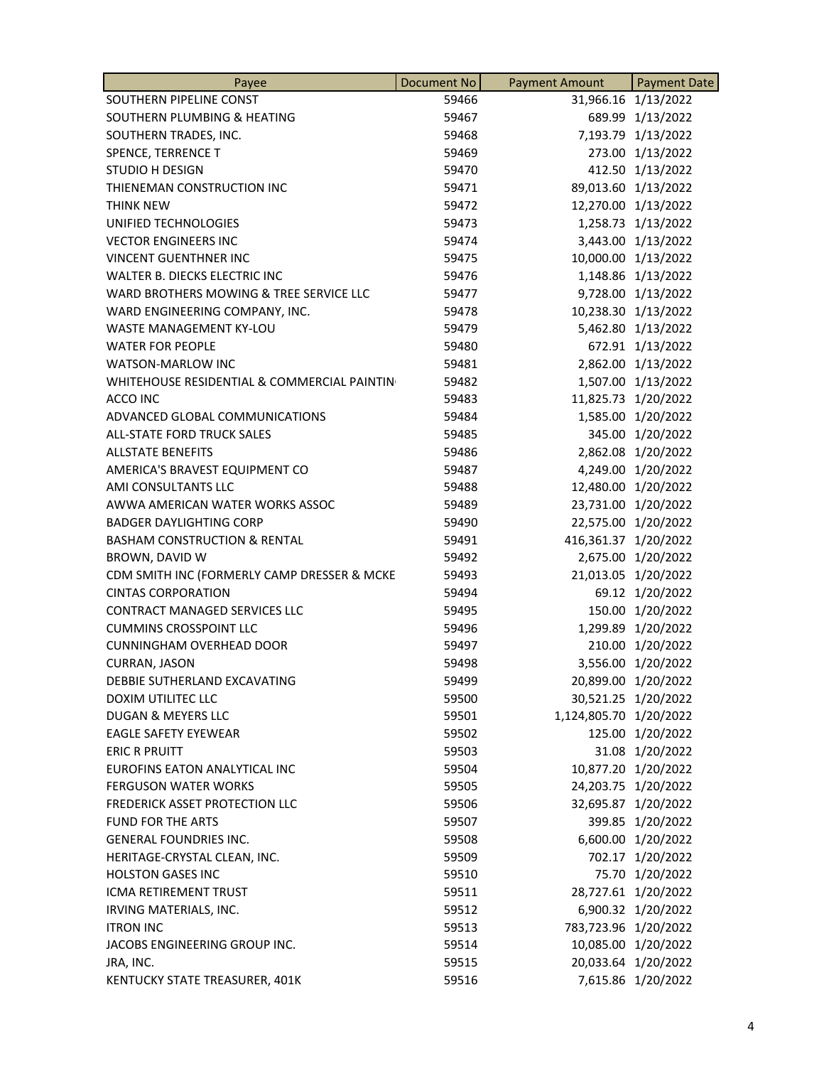| Payee | Document No | Payment Amount | Payment Date |
|---|---|---|---|
| SOUTHERN PIPELINE CONST | 59466 | 31,966.16 | 1/13/2022 |
| SOUTHERN PLUMBING & HEATING | 59467 | 689.99 | 1/13/2022 |
| SOUTHERN TRADES, INC. | 59468 | 7,193.79 | 1/13/2022 |
| SPENCE, TERRENCE T | 59469 | 273.00 | 1/13/2022 |
| STUDIO H DESIGN | 59470 | 412.50 | 1/13/2022 |
| THIENEMAN CONSTRUCTION INC | 59471 | 89,013.60 | 1/13/2022 |
| THINK NEW | 59472 | 12,270.00 | 1/13/2022 |
| UNIFIED TECHNOLOGIES | 59473 | 1,258.73 | 1/13/2022 |
| VECTOR ENGINEERS INC | 59474 | 3,443.00 | 1/13/2022 |
| VINCENT GUENTHNER INC | 59475 | 10,000.00 | 1/13/2022 |
| WALTER B. DIECKS ELECTRIC INC | 59476 | 1,148.86 | 1/13/2022 |
| WARD BROTHERS MOWING & TREE SERVICE LLC | 59477 | 9,728.00 | 1/13/2022 |
| WARD ENGINEERING COMPANY, INC. | 59478 | 10,238.30 | 1/13/2022 |
| WASTE MANAGEMENT KY-LOU | 59479 | 5,462.80 | 1/13/2022 |
| WATER FOR PEOPLE | 59480 | 672.91 | 1/13/2022 |
| WATSON-MARLOW INC | 59481 | 2,862.00 | 1/13/2022 |
| WHITEHOUSE RESIDENTIAL & COMMERCIAL PAINTIN | 59482 | 1,507.00 | 1/13/2022 |
| ACCO INC | 59483 | 11,825.73 | 1/20/2022 |
| ADVANCED GLOBAL COMMUNICATIONS | 59484 | 1,585.00 | 1/20/2022 |
| ALL-STATE FORD TRUCK SALES | 59485 | 345.00 | 1/20/2022 |
| ALLSTATE BENEFITS | 59486 | 2,862.08 | 1/20/2022 |
| AMERICA'S BRAVEST EQUIPMENT CO | 59487 | 4,249.00 | 1/20/2022 |
| AMI CONSULTANTS LLC | 59488 | 12,480.00 | 1/20/2022 |
| AWWA AMERICAN WATER WORKS ASSOC | 59489 | 23,731.00 | 1/20/2022 |
| BADGER DAYLIGHTING CORP | 59490 | 22,575.00 | 1/20/2022 |
| BASHAM CONSTRUCTION & RENTAL | 59491 | 416,361.37 | 1/20/2022 |
| BROWN, DAVID W | 59492 | 2,675.00 | 1/20/2022 |
| CDM SMITH INC (FORMERLY CAMP DRESSER & MCKE | 59493 | 21,013.05 | 1/20/2022 |
| CINTAS CORPORATION | 59494 | 69.12 | 1/20/2022 |
| CONTRACT MANAGED SERVICES LLC | 59495 | 150.00 | 1/20/2022 |
| CUMMINS CROSSPOINT LLC | 59496 | 1,299.89 | 1/20/2022 |
| CUNNINGHAM OVERHEAD DOOR | 59497 | 210.00 | 1/20/2022 |
| CURRAN, JASON | 59498 | 3,556.00 | 1/20/2022 |
| DEBBIE SUTHERLAND EXCAVATING | 59499 | 20,899.00 | 1/20/2022 |
| DOXIM UTILITEC LLC | 59500 | 30,521.25 | 1/20/2022 |
| DUGAN & MEYERS LLC | 59501 | 1,124,805.70 | 1/20/2022 |
| EAGLE SAFETY EYEWEAR | 59502 | 125.00 | 1/20/2022 |
| ERIC R PRUITT | 59503 | 31.08 | 1/20/2022 |
| EUROFINS EATON ANALYTICAL INC | 59504 | 10,877.20 | 1/20/2022 |
| FERGUSON WATER WORKS | 59505 | 24,203.75 | 1/20/2022 |
| FREDERICK ASSET PROTECTION LLC | 59506 | 32,695.87 | 1/20/2022 |
| FUND FOR THE ARTS | 59507 | 399.85 | 1/20/2022 |
| GENERAL FOUNDRIES INC. | 59508 | 6,600.00 | 1/20/2022 |
| HERITAGE-CRYSTAL CLEAN, INC. | 59509 | 702.17 | 1/20/2022 |
| HOLSTON GASES INC | 59510 | 75.70 | 1/20/2022 |
| ICMA RETIREMENT TRUST | 59511 | 28,727.61 | 1/20/2022 |
| IRVING MATERIALS, INC. | 59512 | 6,900.32 | 1/20/2022 |
| ITRON INC | 59513 | 783,723.96 | 1/20/2022 |
| JACOBS ENGINEERING GROUP INC. | 59514 | 10,085.00 | 1/20/2022 |
| JRA, INC. | 59515 | 20,033.64 | 1/20/2022 |
| KENTUCKY STATE TREASURER, 401K | 59516 | 7,615.86 | 1/20/2022 |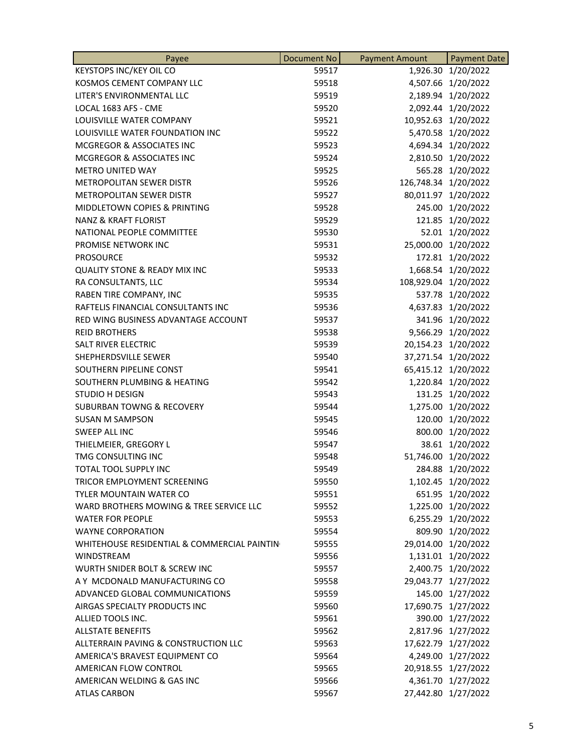| Payee | Document No | Payment Amount | Payment Date |
|---|---|---|---|
| KEYSTOPS INC/KEY OIL CO | 59517 | 1,926.30 | 1/20/2022 |
| KOSMOS CEMENT COMPANY LLC | 59518 | 4,507.66 | 1/20/2022 |
| LITER'S ENVIRONMENTAL LLC | 59519 | 2,189.94 | 1/20/2022 |
| LOCAL 1683 AFS - CME | 59520 | 2,092.44 | 1/20/2022 |
| LOUISVILLE WATER COMPANY | 59521 | 10,952.63 | 1/20/2022 |
| LOUISVILLE WATER FOUNDATION INC | 59522 | 5,470.58 | 1/20/2022 |
| MCGREGOR & ASSOCIATES INC | 59523 | 4,694.34 | 1/20/2022 |
| MCGREGOR & ASSOCIATES INC | 59524 | 2,810.50 | 1/20/2022 |
| METRO UNITED WAY | 59525 | 565.28 | 1/20/2022 |
| METROPOLITAN SEWER DISTR | 59526 | 126,748.34 | 1/20/2022 |
| METROPOLITAN SEWER DISTR | 59527 | 80,011.97 | 1/20/2022 |
| MIDDLETOWN COPIES & PRINTING | 59528 | 245.00 | 1/20/2022 |
| NANZ & KRAFT FLORIST | 59529 | 121.85 | 1/20/2022 |
| NATIONAL PEOPLE COMMITTEE | 59530 | 52.01 | 1/20/2022 |
| PROMISE NETWORK INC | 59531 | 25,000.00 | 1/20/2022 |
| PROSOURCE | 59532 | 172.81 | 1/20/2022 |
| QUALITY STONE & READY MIX INC | 59533 | 1,668.54 | 1/20/2022 |
| RA CONSULTANTS, LLC | 59534 | 108,929.04 | 1/20/2022 |
| RABEN TIRE COMPANY, INC | 59535 | 537.78 | 1/20/2022 |
| RAFTELIS FINANCIAL CONSULTANTS INC | 59536 | 4,637.83 | 1/20/2022 |
| RED WING BUSINESS ADVANTAGE ACCOUNT | 59537 | 341.96 | 1/20/2022 |
| REID BROTHERS | 59538 | 9,566.29 | 1/20/2022 |
| SALT RIVER ELECTRIC | 59539 | 20,154.23 | 1/20/2022 |
| SHEPHERDSVILLE SEWER | 59540 | 37,271.54 | 1/20/2022 |
| SOUTHERN PIPELINE CONST | 59541 | 65,415.12 | 1/20/2022 |
| SOUTHERN PLUMBING & HEATING | 59542 | 1,220.84 | 1/20/2022 |
| STUDIO H DESIGN | 59543 | 131.25 | 1/20/2022 |
| SUBURBAN TOWNG & RECOVERY | 59544 | 1,275.00 | 1/20/2022 |
| SUSAN M SAMPSON | 59545 | 120.00 | 1/20/2022 |
| SWEEP ALL INC | 59546 | 800.00 | 1/20/2022 |
| THIELMEIER, GREGORY L | 59547 | 38.61 | 1/20/2022 |
| TMG CONSULTING INC | 59548 | 51,746.00 | 1/20/2022 |
| TOTAL TOOL SUPPLY INC | 59549 | 284.88 | 1/20/2022 |
| TRICOR EMPLOYMENT SCREENING | 59550 | 1,102.45 | 1/20/2022 |
| TYLER MOUNTAIN WATER CO | 59551 | 651.95 | 1/20/2022 |
| WARD BROTHERS MOWING & TREE SERVICE LLC | 59552 | 1,225.00 | 1/20/2022 |
| WATER FOR PEOPLE | 59553 | 6,255.29 | 1/20/2022 |
| WAYNE CORPORATION | 59554 | 809.90 | 1/20/2022 |
| WHITEHOUSE RESIDENTIAL & COMMERCIAL PAINTIN | 59555 | 29,014.00 | 1/20/2022 |
| WINDSTREAM | 59556 | 1,131.01 | 1/20/2022 |
| WURTH SNIDER BOLT & SCREW INC | 59557 | 2,400.75 | 1/20/2022 |
| A Y MCDONALD MANUFACTURING CO | 59558 | 29,043.77 | 1/27/2022 |
| ADVANCED GLOBAL COMMUNICATIONS | 59559 | 145.00 | 1/27/2022 |
| AIRGAS SPECIALTY PRODUCTS INC | 59560 | 17,690.75 | 1/27/2022 |
| ALLIED TOOLS INC. | 59561 | 390.00 | 1/27/2022 |
| ALLSTATE BENEFITS | 59562 | 2,817.96 | 1/27/2022 |
| ALLTERRAIN PAVING & CONSTRUCTION LLC | 59563 | 17,622.79 | 1/27/2022 |
| AMERICA'S BRAVEST EQUIPMENT CO | 59564 | 4,249.00 | 1/27/2022 |
| AMERICAN FLOW CONTROL | 59565 | 20,918.55 | 1/27/2022 |
| AMERICAN WELDING & GAS INC | 59566 | 4,361.70 | 1/27/2022 |
| ATLAS CARBON | 59567 | 27,442.80 | 1/27/2022 |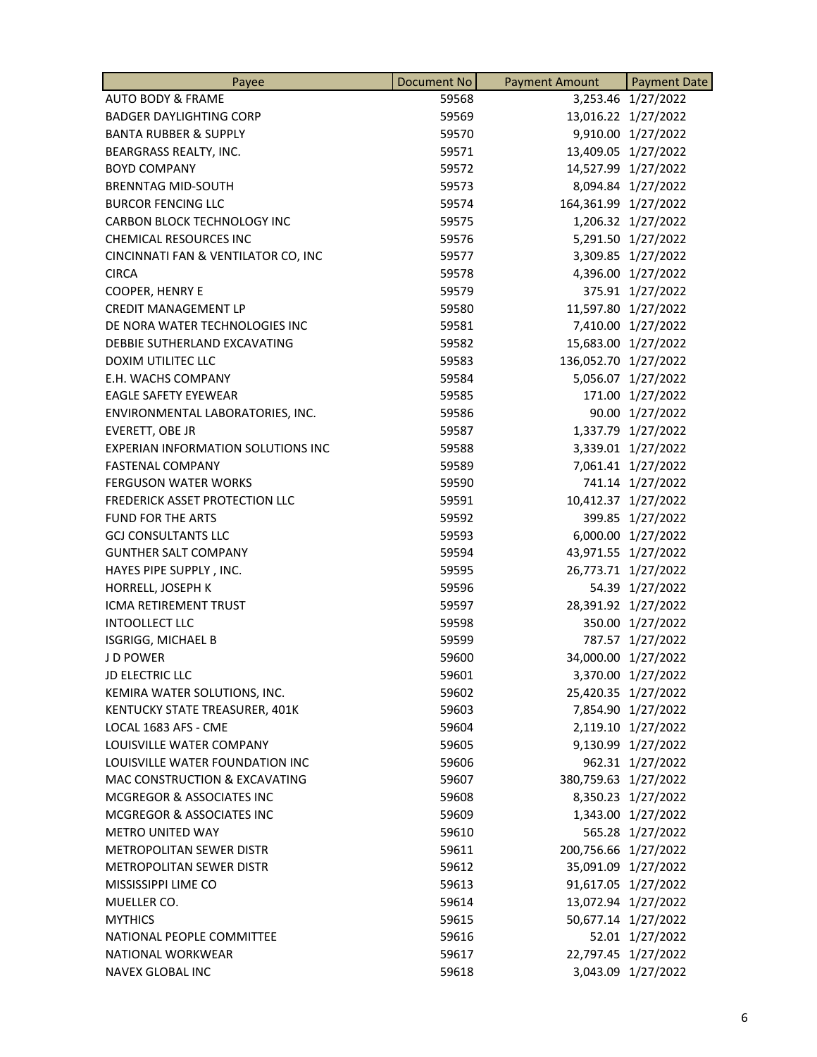| Payee | Document No | Payment Amount | Payment Date |
|---|---|---|---|
| AUTO BODY & FRAME | 59568 | 3,253.46 | 1/27/2022 |
| BADGER DAYLIGHTING CORP | 59569 | 13,016.22 | 1/27/2022 |
| BANTA RUBBER & SUPPLY | 59570 | 9,910.00 | 1/27/2022 |
| BEARGRASS REALTY, INC. | 59571 | 13,409.05 | 1/27/2022 |
| BOYD COMPANY | 59572 | 14,527.99 | 1/27/2022 |
| BRENNTAG MID-SOUTH | 59573 | 8,094.84 | 1/27/2022 |
| BURCOR FENCING LLC | 59574 | 164,361.99 | 1/27/2022 |
| CARBON BLOCK TECHNOLOGY INC | 59575 | 1,206.32 | 1/27/2022 |
| CHEMICAL RESOURCES INC | 59576 | 5,291.50 | 1/27/2022 |
| CINCINNATI FAN & VENTILATOR CO, INC | 59577 | 3,309.85 | 1/27/2022 |
| CIRCA | 59578 | 4,396.00 | 1/27/2022 |
| COOPER, HENRY E | 59579 | 375.91 | 1/27/2022 |
| CREDIT MANAGEMENT LP | 59580 | 11,597.80 | 1/27/2022 |
| DE NORA WATER TECHNOLOGIES INC | 59581 | 7,410.00 | 1/27/2022 |
| DEBBIE SUTHERLAND EXCAVATING | 59582 | 15,683.00 | 1/27/2022 |
| DOXIM UTILITEC LLC | 59583 | 136,052.70 | 1/27/2022 |
| E.H. WACHS COMPANY | 59584 | 5,056.07 | 1/27/2022 |
| EAGLE SAFETY EYEWEAR | 59585 | 171.00 | 1/27/2022 |
| ENVIRONMENTAL LABORATORIES, INC. | 59586 | 90.00 | 1/27/2022 |
| EVERETT, OBE JR | 59587 | 1,337.79 | 1/27/2022 |
| EXPERIAN INFORMATION SOLUTIONS INC | 59588 | 3,339.01 | 1/27/2022 |
| FASTENAL COMPANY | 59589 | 7,061.41 | 1/27/2022 |
| FERGUSON WATER WORKS | 59590 | 741.14 | 1/27/2022 |
| FREDERICK ASSET PROTECTION LLC | 59591 | 10,412.37 | 1/27/2022 |
| FUND FOR THE ARTS | 59592 | 399.85 | 1/27/2022 |
| GCJ CONSULTANTS LLC | 59593 | 6,000.00 | 1/27/2022 |
| GUNTHER SALT COMPANY | 59594 | 43,971.55 | 1/27/2022 |
| HAYES PIPE SUPPLY , INC. | 59595 | 26,773.71 | 1/27/2022 |
| HORRELL, JOSEPH K | 59596 | 54.39 | 1/27/2022 |
| ICMA RETIREMENT TRUST | 59597 | 28,391.92 | 1/27/2022 |
| INTOOLLECT LLC | 59598 | 350.00 | 1/27/2022 |
| ISGRIGG, MICHAEL B | 59599 | 787.57 | 1/27/2022 |
| J D POWER | 59600 | 34,000.00 | 1/27/2022 |
| JD ELECTRIC LLC | 59601 | 3,370.00 | 1/27/2022 |
| KEMIRA WATER SOLUTIONS, INC. | 59602 | 25,420.35 | 1/27/2022 |
| KENTUCKY STATE TREASURER, 401K | 59603 | 7,854.90 | 1/27/2022 |
| LOCAL 1683 AFS - CME | 59604 | 2,119.10 | 1/27/2022 |
| LOUISVILLE WATER COMPANY | 59605 | 9,130.99 | 1/27/2022 |
| LOUISVILLE WATER FOUNDATION INC | 59606 | 962.31 | 1/27/2022 |
| MAC CONSTRUCTION & EXCAVATING | 59607 | 380,759.63 | 1/27/2022 |
| MCGREGOR & ASSOCIATES INC | 59608 | 8,350.23 | 1/27/2022 |
| MCGREGOR & ASSOCIATES INC | 59609 | 1,343.00 | 1/27/2022 |
| METRO UNITED WAY | 59610 | 565.28 | 1/27/2022 |
| METROPOLITAN SEWER DISTR | 59611 | 200,756.66 | 1/27/2022 |
| METROPOLITAN SEWER DISTR | 59612 | 35,091.09 | 1/27/2022 |
| MISSISSIPPI LIME CO | 59613 | 91,617.05 | 1/27/2022 |
| MUELLER CO. | 59614 | 13,072.94 | 1/27/2022 |
| MYTHICS | 59615 | 50,677.14 | 1/27/2022 |
| NATIONAL PEOPLE COMMITTEE | 59616 | 52.01 | 1/27/2022 |
| NATIONAL WORKWEAR | 59617 | 22,797.45 | 1/27/2022 |
| NAVEX GLOBAL INC | 59618 | 3,043.09 | 1/27/2022 |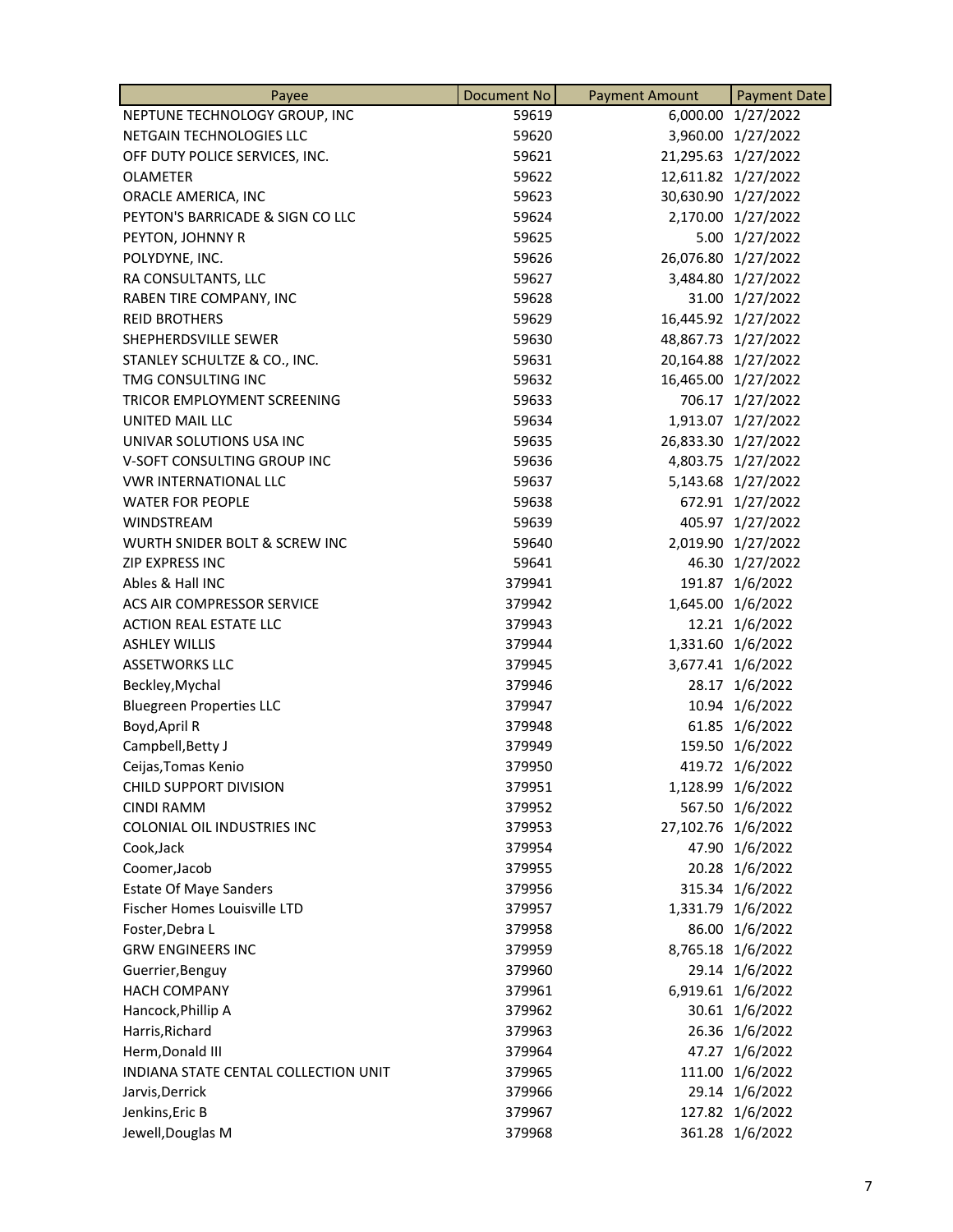| Payee | Document No | Payment Amount | Payment Date |
|---|---|---|---|
| NEPTUNE TECHNOLOGY GROUP, INC | 59619 | 6,000.00 | 1/27/2022 |
| NETGAIN TECHNOLOGIES LLC | 59620 | 3,960.00 | 1/27/2022 |
| OFF DUTY POLICE SERVICES, INC. | 59621 | 21,295.63 | 1/27/2022 |
| OLAMETER | 59622 | 12,611.82 | 1/27/2022 |
| ORACLE AMERICA, INC | 59623 | 30,630.90 | 1/27/2022 |
| PEYTON'S BARRICADE & SIGN CO LLC | 59624 | 2,170.00 | 1/27/2022 |
| PEYTON, JOHNNY R | 59625 | 5.00 | 1/27/2022 |
| POLYDYNE, INC. | 59626 | 26,076.80 | 1/27/2022 |
| RA CONSULTANTS, LLC | 59627 | 3,484.80 | 1/27/2022 |
| RABEN TIRE COMPANY, INC | 59628 | 31.00 | 1/27/2022 |
| REID BROTHERS | 59629 | 16,445.92 | 1/27/2022 |
| SHEPHERDSVILLE SEWER | 59630 | 48,867.73 | 1/27/2022 |
| STANLEY SCHULTZE & CO., INC. | 59631 | 20,164.88 | 1/27/2022 |
| TMG CONSULTING INC | 59632 | 16,465.00 | 1/27/2022 |
| TRICOR EMPLOYMENT SCREENING | 59633 | 706.17 | 1/27/2022 |
| UNITED MAIL LLC | 59634 | 1,913.07 | 1/27/2022 |
| UNIVAR SOLUTIONS USA INC | 59635 | 26,833.30 | 1/27/2022 |
| V-SOFT CONSULTING GROUP INC | 59636 | 4,803.75 | 1/27/2022 |
| VWR INTERNATIONAL LLC | 59637 | 5,143.68 | 1/27/2022 |
| WATER FOR PEOPLE | 59638 | 672.91 | 1/27/2022 |
| WINDSTREAM | 59639 | 405.97 | 1/27/2022 |
| WURTH SNIDER BOLT & SCREW INC | 59640 | 2,019.90 | 1/27/2022 |
| ZIP EXPRESS INC | 59641 | 46.30 | 1/27/2022 |
| Ables & Hall INC | 379941 | 191.87 | 1/6/2022 |
| ACS AIR COMPRESSOR SERVICE | 379942 | 1,645.00 | 1/6/2022 |
| ACTION REAL ESTATE LLC | 379943 | 12.21 | 1/6/2022 |
| ASHLEY WILLIS | 379944 | 1,331.60 | 1/6/2022 |
| ASSETWORKS LLC | 379945 | 3,677.41 | 1/6/2022 |
| Beckley,Mychal | 379946 | 28.17 | 1/6/2022 |
| Bluegreen Properties LLC | 379947 | 10.94 | 1/6/2022 |
| Boyd,April R | 379948 | 61.85 | 1/6/2022 |
| Campbell,Betty J | 379949 | 159.50 | 1/6/2022 |
| Ceijas,Tomas Kenio | 379950 | 419.72 | 1/6/2022 |
| CHILD SUPPORT DIVISION | 379951 | 1,128.99 | 1/6/2022 |
| CINDI RAMM | 379952 | 567.50 | 1/6/2022 |
| COLONIAL OIL INDUSTRIES INC | 379953 | 27,102.76 | 1/6/2022 |
| Cook,Jack | 379954 | 47.90 | 1/6/2022 |
| Coomer,Jacob | 379955 | 20.28 | 1/6/2022 |
| Estate Of Maye Sanders | 379956 | 315.34 | 1/6/2022 |
| Fischer Homes Louisville LTD | 379957 | 1,331.79 | 1/6/2022 |
| Foster,Debra L | 379958 | 86.00 | 1/6/2022 |
| GRW ENGINEERS INC | 379959 | 8,765.18 | 1/6/2022 |
| Guerrier,Benguy | 379960 | 29.14 | 1/6/2022 |
| HACH COMPANY | 379961 | 6,919.61 | 1/6/2022 |
| Hancock,Phillip A | 379962 | 30.61 | 1/6/2022 |
| Harris,Richard | 379963 | 26.36 | 1/6/2022 |
| Herm,Donald III | 379964 | 47.27 | 1/6/2022 |
| INDIANA STATE CENTAL COLLECTION UNIT | 379965 | 111.00 | 1/6/2022 |
| Jarvis,Derrick | 379966 | 29.14 | 1/6/2022 |
| Jenkins,Eric B | 379967 | 127.82 | 1/6/2022 |
| Jewell,Douglas M | 379968 | 361.28 | 1/6/2022 |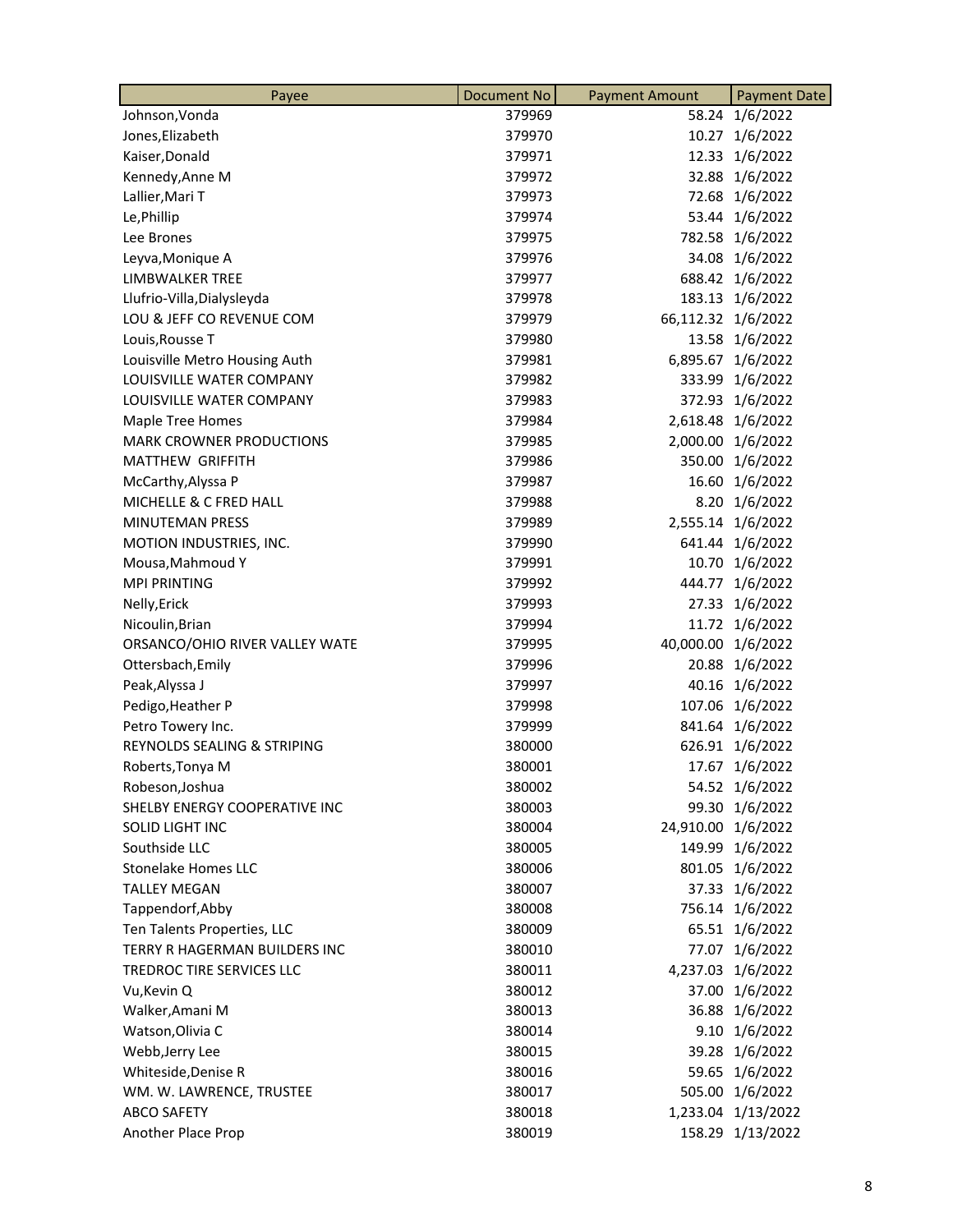| Payee | Document No | Payment Amount | Payment Date |
|---|---|---|---|
| Johnson,Vonda | 379969 | 58.24 | 1/6/2022 |
| Jones,Elizabeth | 379970 | 10.27 | 1/6/2022 |
| Kaiser,Donald | 379971 | 12.33 | 1/6/2022 |
| Kennedy,Anne M | 379972 | 32.88 | 1/6/2022 |
| Lallier,Mari T | 379973 | 72.68 | 1/6/2022 |
| Le,Phillip | 379974 | 53.44 | 1/6/2022 |
| Lee Brones | 379975 | 782.58 | 1/6/2022 |
| Leyva,Monique A | 379976 | 34.08 | 1/6/2022 |
| LIMBWALKER TREE | 379977 | 688.42 | 1/6/2022 |
| Llufrio-Villa,Dialysleyda | 379978 | 183.13 | 1/6/2022 |
| LOU & JEFF CO REVENUE COM | 379979 | 66,112.32 | 1/6/2022 |
| Louis,Rousse T | 379980 | 13.58 | 1/6/2022 |
| Louisville Metro Housing Auth | 379981 | 6,895.67 | 1/6/2022 |
| LOUISVILLE WATER COMPANY | 379982 | 333.99 | 1/6/2022 |
| LOUISVILLE WATER COMPANY | 379983 | 372.93 | 1/6/2022 |
| Maple Tree Homes | 379984 | 2,618.48 | 1/6/2022 |
| MARK CROWNER PRODUCTIONS | 379985 | 2,000.00 | 1/6/2022 |
| MATTHEW GRIFFITH | 379986 | 350.00 | 1/6/2022 |
| McCarthy,Alyssa P | 379987 | 16.60 | 1/6/2022 |
| MICHELLE & C FRED HALL | 379988 | 8.20 | 1/6/2022 |
| MINUTEMAN PRESS | 379989 | 2,555.14 | 1/6/2022 |
| MOTION INDUSTRIES, INC. | 379990 | 641.44 | 1/6/2022 |
| Mousa,Mahmoud Y | 379991 | 10.70 | 1/6/2022 |
| MPI PRINTING | 379992 | 444.77 | 1/6/2022 |
| Nelly,Erick | 379993 | 27.33 | 1/6/2022 |
| Nicoulin,Brian | 379994 | 11.72 | 1/6/2022 |
| ORSANCO/OHIO RIVER VALLEY WATE | 379995 | 40,000.00 | 1/6/2022 |
| Ottersbach,Emily | 379996 | 20.88 | 1/6/2022 |
| Peak,Alyssa J | 379997 | 40.16 | 1/6/2022 |
| Pedigo,Heather P | 379998 | 107.06 | 1/6/2022 |
| Petro Towery Inc. | 379999 | 841.64 | 1/6/2022 |
| REYNOLDS SEALING & STRIPING | 380000 | 626.91 | 1/6/2022 |
| Roberts,Tonya M | 380001 | 17.67 | 1/6/2022 |
| Robeson,Joshua | 380002 | 54.52 | 1/6/2022 |
| SHELBY ENERGY COOPERATIVE INC | 380003 | 99.30 | 1/6/2022 |
| SOLID LIGHT INC | 380004 | 24,910.00 | 1/6/2022 |
| Southside LLC | 380005 | 149.99 | 1/6/2022 |
| Stonelake Homes LLC | 380006 | 801.05 | 1/6/2022 |
| TALLEY MEGAN | 380007 | 37.33 | 1/6/2022 |
| Tappendorf,Abby | 380008 | 756.14 | 1/6/2022 |
| Ten Talents Properties, LLC | 380009 | 65.51 | 1/6/2022 |
| TERRY R HAGERMAN BUILDERS INC | 380010 | 77.07 | 1/6/2022 |
| TREDROC TIRE SERVICES LLC | 380011 | 4,237.03 | 1/6/2022 |
| Vu,Kevin Q | 380012 | 37.00 | 1/6/2022 |
| Walker,Amani M | 380013 | 36.88 | 1/6/2022 |
| Watson,Olivia C | 380014 | 9.10 | 1/6/2022 |
| Webb,Jerry Lee | 380015 | 39.28 | 1/6/2022 |
| Whiteside,Denise R | 380016 | 59.65 | 1/6/2022 |
| WM. W. LAWRENCE, TRUSTEE | 380017 | 505.00 | 1/6/2022 |
| ABCO SAFETY | 380018 | 1,233.04 | 1/13/2022 |
| Another Place Prop | 380019 | 158.29 | 1/13/2022 |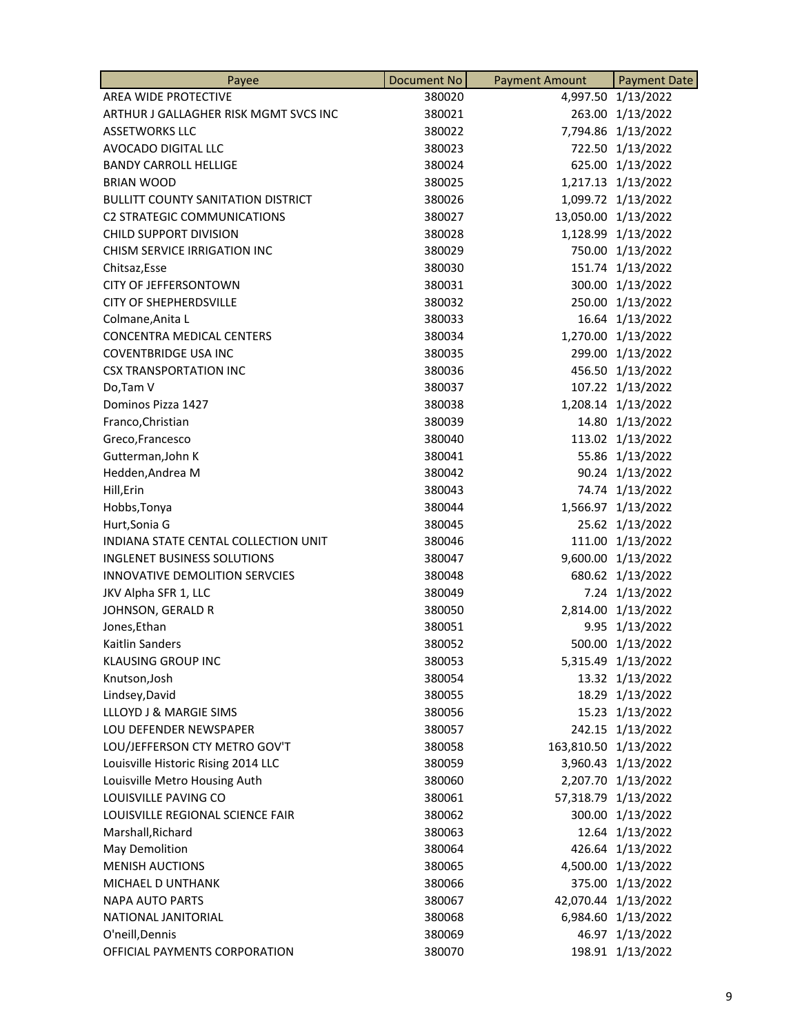| Payee | Document No | Payment Amount | Payment Date |
|---|---|---|---|
| AREA WIDE PROTECTIVE | 380020 | 4,997.50 | 1/13/2022 |
| ARTHUR J GALLAGHER RISK MGMT SVCS INC | 380021 | 263.00 | 1/13/2022 |
| ASSETWORKS LLC | 380022 | 7,794.86 | 1/13/2022 |
| AVOCADO DIGITAL LLC | 380023 | 722.50 | 1/13/2022 |
| BANDY CARROLL HELLIGE | 380024 | 625.00 | 1/13/2022 |
| BRIAN WOOD | 380025 | 1,217.13 | 1/13/2022 |
| BULLITT COUNTY SANITATION DISTRICT | 380026 | 1,099.72 | 1/13/2022 |
| C2 STRATEGIC COMMUNICATIONS | 380027 | 13,050.00 | 1/13/2022 |
| CHILD SUPPORT DIVISION | 380028 | 1,128.99 | 1/13/2022 |
| CHISM SERVICE IRRIGATION INC | 380029 | 750.00 | 1/13/2022 |
| Chitsaz,Esse | 380030 | 151.74 | 1/13/2022 |
| CITY OF JEFFERSONTOWN | 380031 | 300.00 | 1/13/2022 |
| CITY OF SHEPHERDSVILLE | 380032 | 250.00 | 1/13/2022 |
| Colmane,Anita L | 380033 | 16.64 | 1/13/2022 |
| CONCENTRA MEDICAL CENTERS | 380034 | 1,270.00 | 1/13/2022 |
| COVENTBRIDGE USA INC | 380035 | 299.00 | 1/13/2022 |
| CSX TRANSPORTATION INC | 380036 | 456.50 | 1/13/2022 |
| Do,Tam V | 380037 | 107.22 | 1/13/2022 |
| Dominos Pizza 1427 | 380038 | 1,208.14 | 1/13/2022 |
| Franco,Christian | 380039 | 14.80 | 1/13/2022 |
| Greco,Francesco | 380040 | 113.02 | 1/13/2022 |
| Gutterman,John K | 380041 | 55.86 | 1/13/2022 |
| Hedden,Andrea M | 380042 | 90.24 | 1/13/2022 |
| Hill,Erin | 380043 | 74.74 | 1/13/2022 |
| Hobbs,Tonya | 380044 | 1,566.97 | 1/13/2022 |
| Hurt,Sonia G | 380045 | 25.62 | 1/13/2022 |
| INDIANA STATE CENTAL COLLECTION UNIT | 380046 | 111.00 | 1/13/2022 |
| INGLENET BUSINESS SOLUTIONS | 380047 | 9,600.00 | 1/13/2022 |
| INNOVATIVE DEMOLITION SERVCIES | 380048 | 680.62 | 1/13/2022 |
| JKV Alpha SFR 1, LLC | 380049 | 7.24 | 1/13/2022 |
| JOHNSON, GERALD R | 380050 | 2,814.00 | 1/13/2022 |
| Jones,Ethan | 380051 | 9.95 | 1/13/2022 |
| Kaitlin Sanders | 380052 | 500.00 | 1/13/2022 |
| KLAUSING GROUP INC | 380053 | 5,315.49 | 1/13/2022 |
| Knutson,Josh | 380054 | 13.32 | 1/13/2022 |
| Lindsey,David | 380055 | 18.29 | 1/13/2022 |
| LLLOYD J & MARGIE SIMS | 380056 | 15.23 | 1/13/2022 |
| LOU DEFENDER NEWSPAPER | 380057 | 242.15 | 1/13/2022 |
| LOU/JEFFERSON CTY METRO GOV'T | 380058 | 163,810.50 | 1/13/2022 |
| Louisville Historic Rising 2014 LLC | 380059 | 3,960.43 | 1/13/2022 |
| Louisville Metro Housing Auth | 380060 | 2,207.70 | 1/13/2022 |
| LOUISVILLE PAVING CO | 380061 | 57,318.79 | 1/13/2022 |
| LOUISVILLE REGIONAL SCIENCE FAIR | 380062 | 300.00 | 1/13/2022 |
| Marshall,Richard | 380063 | 12.64 | 1/13/2022 |
| May Demolition | 380064 | 426.64 | 1/13/2022 |
| MENISH AUCTIONS | 380065 | 4,500.00 | 1/13/2022 |
| MICHAEL D UNTHANK | 380066 | 375.00 | 1/13/2022 |
| NAPA AUTO PARTS | 380067 | 42,070.44 | 1/13/2022 |
| NATIONAL JANITORIAL | 380068 | 6,984.60 | 1/13/2022 |
| O'neill,Dennis | 380069 | 46.97 | 1/13/2022 |
| OFFICIAL PAYMENTS CORPORATION | 380070 | 198.91 | 1/13/2022 |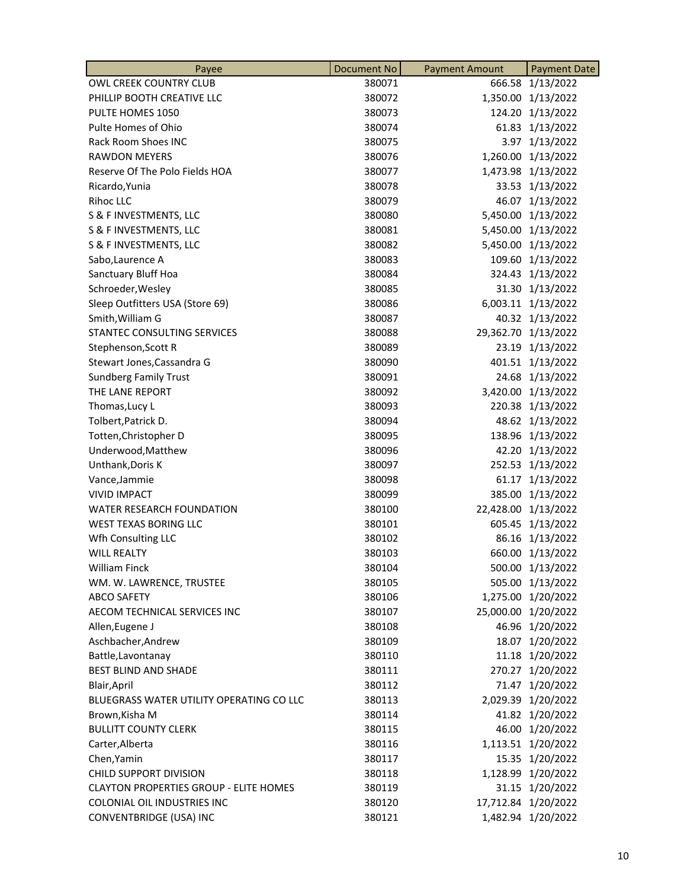| Payee | Document No | Payment Amount | Payment Date |
|---|---|---|---|
| OWL CREEK COUNTRY CLUB | 380071 | 666.58 | 1/13/2022 |
| PHILLIP BOOTH CREATIVE LLC | 380072 | 1,350.00 | 1/13/2022 |
| PULTE HOMES 1050 | 380073 | 124.20 | 1/13/2022 |
| Pulte Homes of Ohio | 380074 | 61.83 | 1/13/2022 |
| Rack Room Shoes INC | 380075 | 3.97 | 1/13/2022 |
| RAWDON MEYERS | 380076 | 1,260.00 | 1/13/2022 |
| Reserve Of The Polo Fields HOA | 380077 | 1,473.98 | 1/13/2022 |
| Ricardo,Yunia | 380078 | 33.53 | 1/13/2022 |
| Rihoc LLC | 380079 | 46.07 | 1/13/2022 |
| S & F INVESTMENTS, LLC | 380080 | 5,450.00 | 1/13/2022 |
| S & F INVESTMENTS, LLC | 380081 | 5,450.00 | 1/13/2022 |
| S & F INVESTMENTS, LLC | 380082 | 5,450.00 | 1/13/2022 |
| Sabo,Laurence A | 380083 | 109.60 | 1/13/2022 |
| Sanctuary Bluff Hoa | 380084 | 324.43 | 1/13/2022 |
| Schroeder,Wesley | 380085 | 31.30 | 1/13/2022 |
| Sleep Outfitters USA (Store 69) | 380086 | 6,003.11 | 1/13/2022 |
| Smith,William G | 380087 | 40.32 | 1/13/2022 |
| STANTEC CONSULTING SERVICES | 380088 | 29,362.70 | 1/13/2022 |
| Stephenson,Scott R | 380089 | 23.19 | 1/13/2022 |
| Stewart Jones,Cassandra G | 380090 | 401.51 | 1/13/2022 |
| Sundberg Family Trust | 380091 | 24.68 | 1/13/2022 |
| THE LANE REPORT | 380092 | 3,420.00 | 1/13/2022 |
| Thomas,Lucy L | 380093 | 220.38 | 1/13/2022 |
| Tolbert,Patrick D. | 380094 | 48.62 | 1/13/2022 |
| Totten,Christopher D | 380095 | 138.96 | 1/13/2022 |
| Underwood,Matthew | 380096 | 42.20 | 1/13/2022 |
| Unthank,Doris K | 380097 | 252.53 | 1/13/2022 |
| Vance,Jammie | 380098 | 61.17 | 1/13/2022 |
| VIVID IMPACT | 380099 | 385.00 | 1/13/2022 |
| WATER RESEARCH FOUNDATION | 380100 | 22,428.00 | 1/13/2022 |
| WEST TEXAS BORING LLC | 380101 | 605.45 | 1/13/2022 |
| Wfh Consulting LLC | 380102 | 86.16 | 1/13/2022 |
| WILL REALTY | 380103 | 660.00 | 1/13/2022 |
| William Finck | 380104 | 500.00 | 1/13/2022 |
| WM. W. LAWRENCE, TRUSTEE | 380105 | 505.00 | 1/13/2022 |
| ABCO SAFETY | 380106 | 1,275.00 | 1/20/2022 |
| AECOM TECHNICAL SERVICES INC | 380107 | 25,000.00 | 1/20/2022 |
| Allen,Eugene J | 380108 | 46.96 | 1/20/2022 |
| Aschbacher,Andrew | 380109 | 18.07 | 1/20/2022 |
| Battle,Lavontanay | 380110 | 11.18 | 1/20/2022 |
| BEST BLIND AND SHADE | 380111 | 270.27 | 1/20/2022 |
| Blair,April | 380112 | 71.47 | 1/20/2022 |
| BLUEGRASS WATER UTILITY OPERATING CO LLC | 380113 | 2,029.39 | 1/20/2022 |
| Brown,Kisha M | 380114 | 41.82 | 1/20/2022 |
| BULLITT COUNTY CLERK | 380115 | 46.00 | 1/20/2022 |
| Carter,Alberta | 380116 | 1,113.51 | 1/20/2022 |
| Chen,Yamin | 380117 | 15.35 | 1/20/2022 |
| CHILD SUPPORT DIVISION | 380118 | 1,128.99 | 1/20/2022 |
| CLAYTON PROPERTIES GROUP - ELITE HOMES | 380119 | 31.15 | 1/20/2022 |
| COLONIAL OIL INDUSTRIES INC | 380120 | 17,712.84 | 1/20/2022 |
| CONVENTBRIDGE (USA) INC | 380121 | 1,482.94 | 1/20/2022 |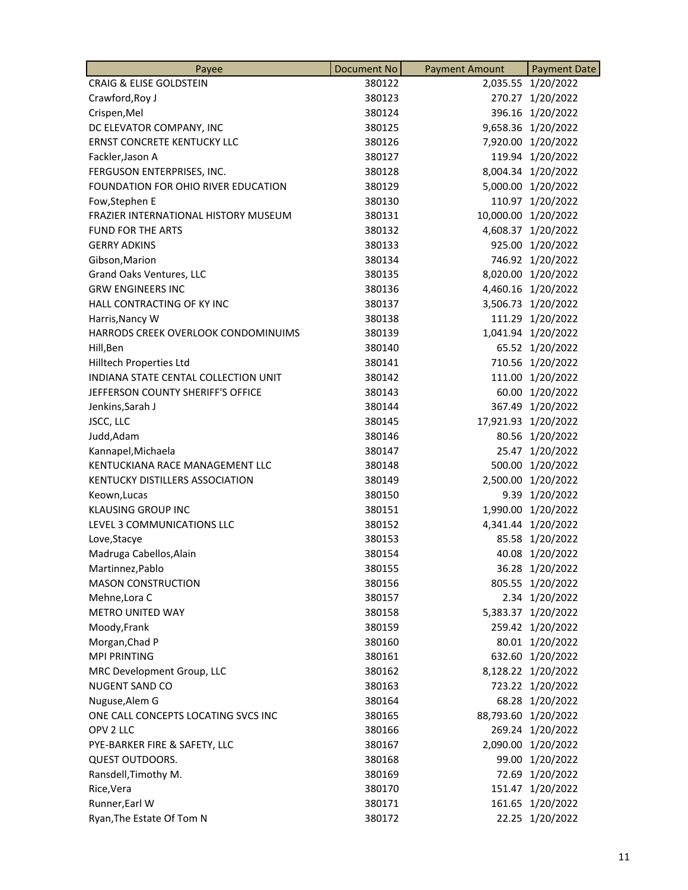| Payee | Document No | Payment Amount | Payment Date |
|---|---|---|---|
| CRAIG & ELISE GOLDSTEIN | 380122 | 2,035.55 | 1/20/2022 |
| Crawford,Roy J | 380123 | 270.27 | 1/20/2022 |
| Crispen,Mel | 380124 | 396.16 | 1/20/2022 |
| DC ELEVATOR COMPANY, INC | 380125 | 9,658.36 | 1/20/2022 |
| ERNST CONCRETE KENTUCKY LLC | 380126 | 7,920.00 | 1/20/2022 |
| Fackler,Jason A | 380127 | 119.94 | 1/20/2022 |
| FERGUSON ENTERPRISES, INC. | 380128 | 8,004.34 | 1/20/2022 |
| FOUNDATION FOR OHIO RIVER EDUCATION | 380129 | 5,000.00 | 1/20/2022 |
| Fow,Stephen E | 380130 | 110.97 | 1/20/2022 |
| FRAZIER INTERNATIONAL HISTORY MUSEUM | 380131 | 10,000.00 | 1/20/2022 |
| FUND FOR THE ARTS | 380132 | 4,608.37 | 1/20/2022 |
| GERRY ADKINS | 380133 | 925.00 | 1/20/2022 |
| Gibson,Marion | 380134 | 746.92 | 1/20/2022 |
| Grand Oaks Ventures, LLC | 380135 | 8,020.00 | 1/20/2022 |
| GRW ENGINEERS INC | 380136 | 4,460.16 | 1/20/2022 |
| HALL CONTRACTING OF KY INC | 380137 | 3,506.73 | 1/20/2022 |
| Harris,Nancy W | 380138 | 111.29 | 1/20/2022 |
| HARRODS CREEK OVERLOOK CONDOMINUIMS | 380139 | 1,041.94 | 1/20/2022 |
| Hill,Ben | 380140 | 65.52 | 1/20/2022 |
| Hilltech Properties Ltd | 380141 | 710.56 | 1/20/2022 |
| INDIANA STATE CENTAL COLLECTION UNIT | 380142 | 111.00 | 1/20/2022 |
| JEFFERSON COUNTY SHERIFF'S OFFICE | 380143 | 60.00 | 1/20/2022 |
| Jenkins,Sarah J | 380144 | 367.49 | 1/20/2022 |
| JSCC, LLC | 380145 | 17,921.93 | 1/20/2022 |
| Judd,Adam | 380146 | 80.56 | 1/20/2022 |
| Kannapel,Michaela | 380147 | 25.47 | 1/20/2022 |
| KENTUCKIANA RACE MANAGEMENT LLC | 380148 | 500.00 | 1/20/2022 |
| KENTUCKY DISTILLERS ASSOCIATION | 380149 | 2,500.00 | 1/20/2022 |
| Keown,Lucas | 380150 | 9.39 | 1/20/2022 |
| KLAUSING GROUP INC | 380151 | 1,990.00 | 1/20/2022 |
| LEVEL 3 COMMUNICATIONS LLC | 380152 | 4,341.44 | 1/20/2022 |
| Love,Stacye | 380153 | 85.58 | 1/20/2022 |
| Madruga Cabellos,Alain | 380154 | 40.08 | 1/20/2022 |
| Martinnez,Pablo | 380155 | 36.28 | 1/20/2022 |
| MASON CONSTRUCTION | 380156 | 805.55 | 1/20/2022 |
| Mehne,Lora C | 380157 | 2.34 | 1/20/2022 |
| METRO UNITED WAY | 380158 | 5,383.37 | 1/20/2022 |
| Moody,Frank | 380159 | 259.42 | 1/20/2022 |
| Morgan,Chad P | 380160 | 80.01 | 1/20/2022 |
| MPI PRINTING | 380161 | 632.60 | 1/20/2022 |
| MRC Development Group, LLC | 380162 | 8,128.22 | 1/20/2022 |
| NUGENT SAND CO | 380163 | 723.22 | 1/20/2022 |
| Nuguse,Alem G | 380164 | 68.28 | 1/20/2022 |
| ONE CALL CONCEPTS LOCATING SVCS INC | 380165 | 88,793.60 | 1/20/2022 |
| OPV 2 LLC | 380166 | 269.24 | 1/20/2022 |
| PYE-BARKER FIRE & SAFETY, LLC | 380167 | 2,090.00 | 1/20/2022 |
| QUEST OUTDOORS. | 380168 | 99.00 | 1/20/2022 |
| Ransdell,Timothy M. | 380169 | 72.69 | 1/20/2022 |
| Rice,Vera | 380170 | 151.47 | 1/20/2022 |
| Runner,Earl W | 380171 | 161.65 | 1/20/2022 |
| Ryan,The Estate Of Tom N | 380172 | 22.25 | 1/20/2022 |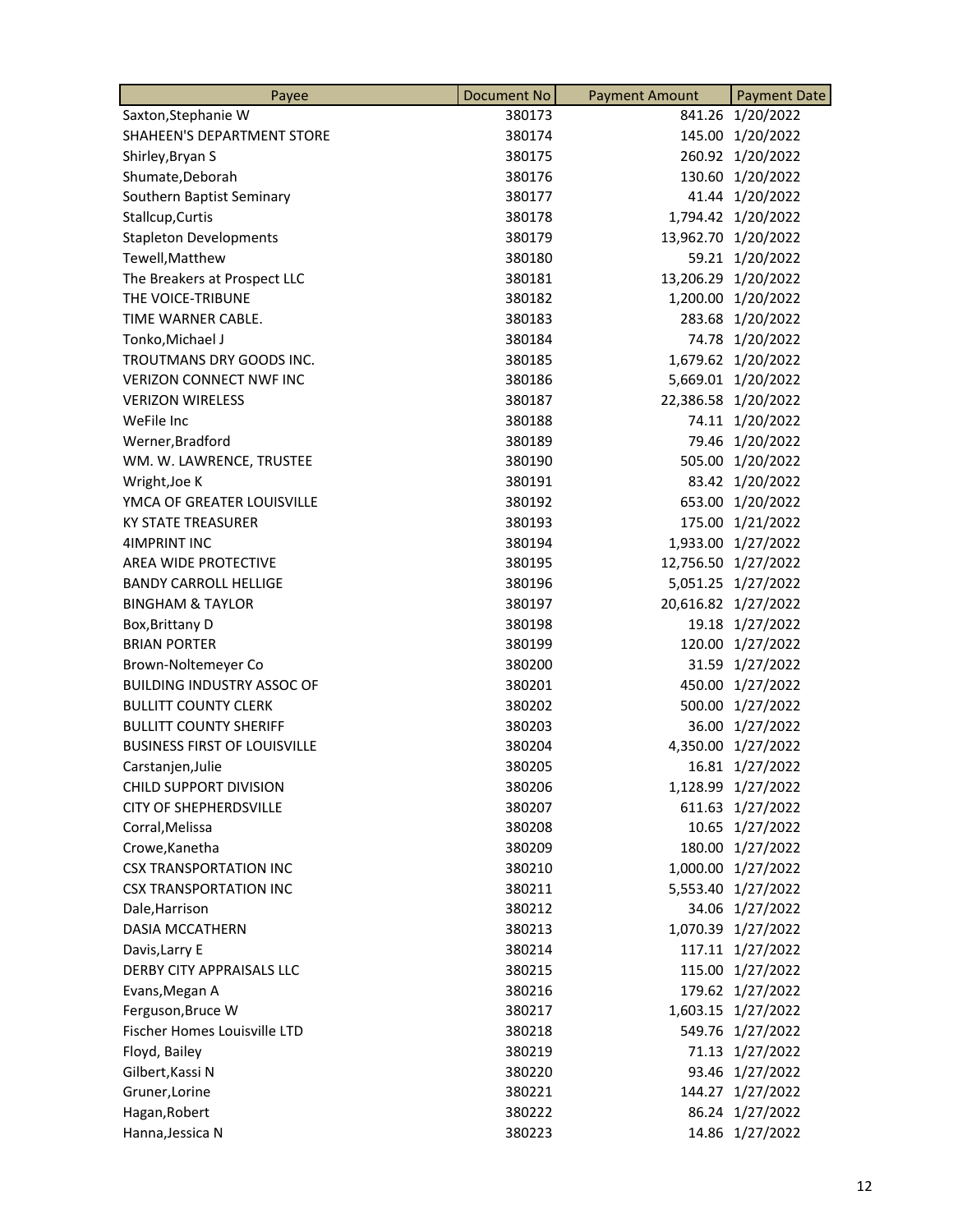| Payee | Document No | Payment Amount | Payment Date |
|---|---|---|---|
| Saxton,Stephanie W | 380173 | 841.26 | 1/20/2022 |
| SHAHEEN'S DEPARTMENT STORE | 380174 | 145.00 | 1/20/2022 |
| Shirley,Bryan S | 380175 | 260.92 | 1/20/2022 |
| Shumate,Deborah | 380176 | 130.60 | 1/20/2022 |
| Southern Baptist Seminary | 380177 | 41.44 | 1/20/2022 |
| Stallcup,Curtis | 380178 | 1,794.42 | 1/20/2022 |
| Stapleton Developments | 380179 | 13,962.70 | 1/20/2022 |
| Tewell,Matthew | 380180 | 59.21 | 1/20/2022 |
| The Breakers at Prospect LLC | 380181 | 13,206.29 | 1/20/2022 |
| THE VOICE-TRIBUNE | 380182 | 1,200.00 | 1/20/2022 |
| TIME WARNER CABLE. | 380183 | 283.68 | 1/20/2022 |
| Tonko,Michael J | 380184 | 74.78 | 1/20/2022 |
| TROUTMANS DRY GOODS INC. | 380185 | 1,679.62 | 1/20/2022 |
| VERIZON CONNECT NWF INC | 380186 | 5,669.01 | 1/20/2022 |
| VERIZON WIRELESS | 380187 | 22,386.58 | 1/20/2022 |
| WeFile Inc | 380188 | 74.11 | 1/20/2022 |
| Werner,Bradford | 380189 | 79.46 | 1/20/2022 |
| WM. W. LAWRENCE, TRUSTEE | 380190 | 505.00 | 1/20/2022 |
| Wright,Joe K | 380191 | 83.42 | 1/20/2022 |
| YMCA OF GREATER LOUISVILLE | 380192 | 653.00 | 1/20/2022 |
| KY STATE TREASURER | 380193 | 175.00 | 1/21/2022 |
| 4IMPRINT INC | 380194 | 1,933.00 | 1/27/2022 |
| AREA WIDE PROTECTIVE | 380195 | 12,756.50 | 1/27/2022 |
| BANDY CARROLL HELLIGE | 380196 | 5,051.25 | 1/27/2022 |
| BINGHAM & TAYLOR | 380197 | 20,616.82 | 1/27/2022 |
| Box,Brittany D | 380198 | 19.18 | 1/27/2022 |
| BRIAN PORTER | 380199 | 120.00 | 1/27/2022 |
| Brown-Noltemeyer Co | 380200 | 31.59 | 1/27/2022 |
| BUILDING INDUSTRY ASSOC OF | 380201 | 450.00 | 1/27/2022 |
| BULLITT COUNTY CLERK | 380202 | 500.00 | 1/27/2022 |
| BULLITT COUNTY SHERIFF | 380203 | 36.00 | 1/27/2022 |
| BUSINESS FIRST OF LOUISVILLE | 380204 | 4,350.00 | 1/27/2022 |
| Carstanjen,Julie | 380205 | 16.81 | 1/27/2022 |
| CHILD SUPPORT DIVISION | 380206 | 1,128.99 | 1/27/2022 |
| CITY OF SHEPHERDSVILLE | 380207 | 611.63 | 1/27/2022 |
| Corral,Melissa | 380208 | 10.65 | 1/27/2022 |
| Crowe,Kanetha | 380209 | 180.00 | 1/27/2022 |
| CSX TRANSPORTATION INC | 380210 | 1,000.00 | 1/27/2022 |
| CSX TRANSPORTATION INC | 380211 | 5,553.40 | 1/27/2022 |
| Dale,Harrison | 380212 | 34.06 | 1/27/2022 |
| DASIA MCCATHERN | 380213 | 1,070.39 | 1/27/2022 |
| Davis,Larry E | 380214 | 117.11 | 1/27/2022 |
| DERBY CITY APPRAISALS LLC | 380215 | 115.00 | 1/27/2022 |
| Evans,Megan A | 380216 | 179.62 | 1/27/2022 |
| Ferguson,Bruce W | 380217 | 1,603.15 | 1/27/2022 |
| Fischer Homes Louisville LTD | 380218 | 549.76 | 1/27/2022 |
| Floyd, Bailey | 380219 | 71.13 | 1/27/2022 |
| Gilbert,Kassi N | 380220 | 93.46 | 1/27/2022 |
| Gruner,Lorine | 380221 | 144.27 | 1/27/2022 |
| Hagan,Robert | 380222 | 86.24 | 1/27/2022 |
| Hanna,Jessica N | 380223 | 14.86 | 1/27/2022 |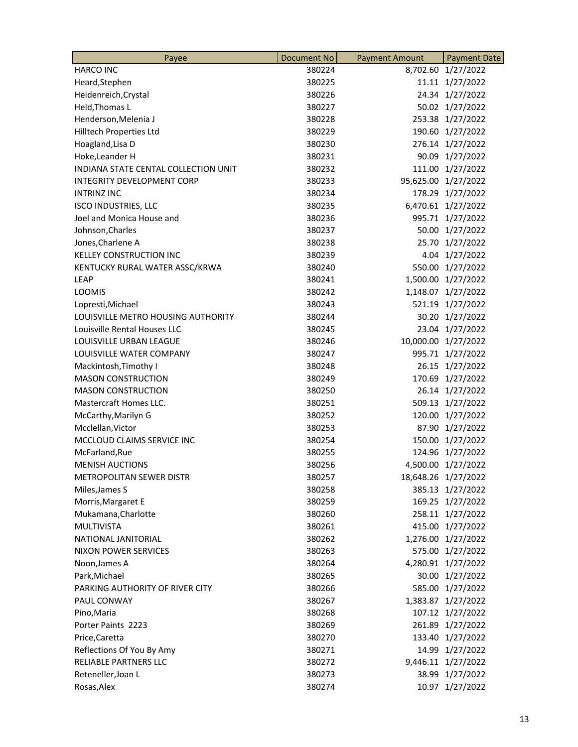| Payee | Document No | Payment Amount | Payment Date |
|---|---|---|---|
| HARCO INC | 380224 | 8,702.60 | 1/27/2022 |
| Heard,Stephen | 380225 | 11.11 | 1/27/2022 |
| Heidenreich,Crystal | 380226 | 24.34 | 1/27/2022 |
| Held,Thomas L | 380227 | 50.02 | 1/27/2022 |
| Henderson,Melenia J | 380228 | 253.38 | 1/27/2022 |
| Hilltech Properties Ltd | 380229 | 190.60 | 1/27/2022 |
| Hoagland,Lisa D | 380230 | 276.14 | 1/27/2022 |
| Hoke,Leander H | 380231 | 90.09 | 1/27/2022 |
| INDIANA STATE CENTAL COLLECTION UNIT | 380232 | 111.00 | 1/27/2022 |
| INTEGRITY DEVELOPMENT CORP | 380233 | 95,625.00 | 1/27/2022 |
| INTRINZ INC | 380234 | 178.29 | 1/27/2022 |
| ISCO INDUSTRIES, LLC | 380235 | 6,470.61 | 1/27/2022 |
| Joel and Monica House and | 380236 | 995.71 | 1/27/2022 |
| Johnson,Charles | 380237 | 50.00 | 1/27/2022 |
| Jones,Charlene A | 380238 | 25.70 | 1/27/2022 |
| KELLEY CONSTRUCTION INC | 380239 | 4.04 | 1/27/2022 |
| KENTUCKY RURAL WATER ASSC/KRWA | 380240 | 550.00 | 1/27/2022 |
| LEAP | 380241 | 1,500.00 | 1/27/2022 |
| LOOMIS | 380242 | 1,148.07 | 1/27/2022 |
| Lopresti,Michael | 380243 | 521.19 | 1/27/2022 |
| LOUISVILLE METRO HOUSING AUTHORITY | 380244 | 30.20 | 1/27/2022 |
| Louisville Rental Houses LLC | 380245 | 23.04 | 1/27/2022 |
| LOUISVILLE URBAN LEAGUE | 380246 | 10,000.00 | 1/27/2022 |
| LOUISVILLE WATER COMPANY | 380247 | 995.71 | 1/27/2022 |
| Mackintosh,Timothy I | 380248 | 26.15 | 1/27/2022 |
| MASON CONSTRUCTION | 380249 | 170.69 | 1/27/2022 |
| MASON CONSTRUCTION | 380250 | 26.14 | 1/27/2022 |
| Mastercraft Homes LLC. | 380251 | 509.13 | 1/27/2022 |
| McCarthy,Marilyn G | 380252 | 120.00 | 1/27/2022 |
| Mcclellan,Victor | 380253 | 87.90 | 1/27/2022 |
| MCCLOUD CLAIMS SERVICE INC | 380254 | 150.00 | 1/27/2022 |
| McFarland,Rue | 380255 | 124.96 | 1/27/2022 |
| MENISH AUCTIONS | 380256 | 4,500.00 | 1/27/2022 |
| METROPOLITAN SEWER DISTR | 380257 | 18,648.26 | 1/27/2022 |
| Miles,James S | 380258 | 385.13 | 1/27/2022 |
| Morris,Margaret E | 380259 | 169.25 | 1/27/2022 |
| Mukamana,Charlotte | 380260 | 258.11 | 1/27/2022 |
| MULTIVISTA | 380261 | 415.00 | 1/27/2022 |
| NATIONAL JANITORIAL | 380262 | 1,276.00 | 1/27/2022 |
| NIXON POWER SERVICES | 380263 | 575.00 | 1/27/2022 |
| Noon,James A | 380264 | 4,280.91 | 1/27/2022 |
| Park,Michael | 380265 | 30.00 | 1/27/2022 |
| PARKING AUTHORITY OF RIVER CITY | 380266 | 585.00 | 1/27/2022 |
| PAUL CONWAY | 380267 | 1,383.87 | 1/27/2022 |
| Pino,Maria | 380268 | 107.12 | 1/27/2022 |
| Porter Paints 2223 | 380269 | 261.89 | 1/27/2022 |
| Price,Caretta | 380270 | 133.40 | 1/27/2022 |
| Reflections Of You By Amy | 380271 | 14.99 | 1/27/2022 |
| RELIABLE PARTNERS LLC | 380272 | 9,446.11 | 1/27/2022 |
| Reteneller,Joan L | 380273 | 38.99 | 1/27/2022 |
| Rosas,Alex | 380274 | 10.97 | 1/27/2022 |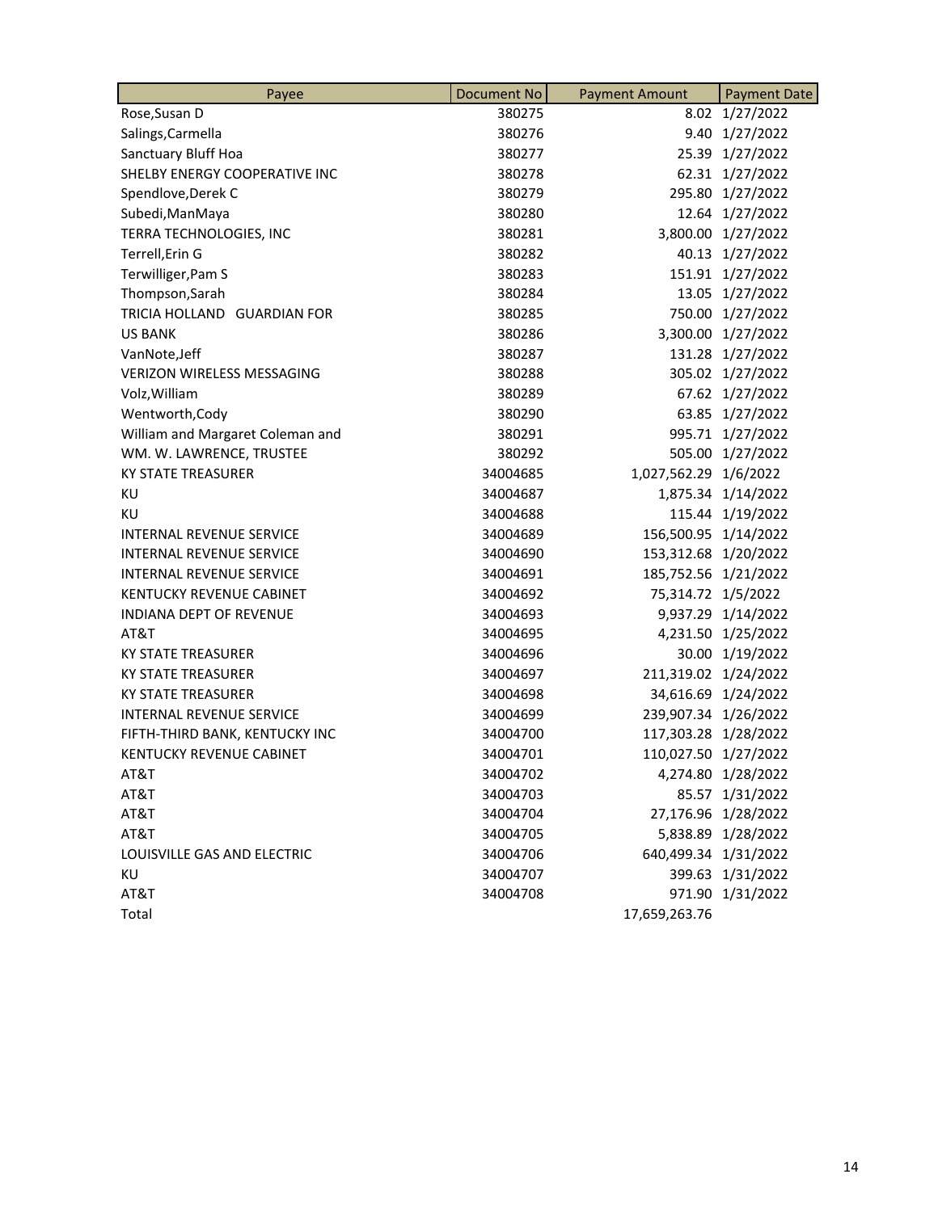| Payee | Document No | Payment Amount | Payment Date |
|---|---|---|---|
| Rose,Susan D | 380275 | 8.02 | 1/27/2022 |
| Salings,Carmella | 380276 | 9.40 | 1/27/2022 |
| Sanctuary Bluff Hoa | 380277 | 25.39 | 1/27/2022 |
| SHELBY ENERGY COOPERATIVE INC | 380278 | 62.31 | 1/27/2022 |
| Spendlove,Derek C | 380279 | 295.80 | 1/27/2022 |
| Subedi,ManMaya | 380280 | 12.64 | 1/27/2022 |
| TERRA TECHNOLOGIES, INC | 380281 | 3,800.00 | 1/27/2022 |
| Terrell,Erin G | 380282 | 40.13 | 1/27/2022 |
| Terwilliger,Pam S | 380283 | 151.91 | 1/27/2022 |
| Thompson,Sarah | 380284 | 13.05 | 1/27/2022 |
| TRICIA HOLLAND GUARDIAN FOR | 380285 | 750.00 | 1/27/2022 |
| US BANK | 380286 | 3,300.00 | 1/27/2022 |
| VanNote,Jeff | 380287 | 131.28 | 1/27/2022 |
| VERIZON WIRELESS MESSAGING | 380288 | 305.02 | 1/27/2022 |
| Volz,William | 380289 | 67.62 | 1/27/2022 |
| Wentworth,Cody | 380290 | 63.85 | 1/27/2022 |
| William and Margaret Coleman and | 380291 | 995.71 | 1/27/2022 |
| WM. W. LAWRENCE, TRUSTEE | 380292 | 505.00 | 1/27/2022 |
| KY STATE TREASURER | 34004685 | 1,027,562.29 | 1/6/2022 |
| KU | 34004687 | 1,875.34 | 1/14/2022 |
| KU | 34004688 | 115.44 | 1/19/2022 |
| INTERNAL REVENUE SERVICE | 34004689 | 156,500.95 | 1/14/2022 |
| INTERNAL REVENUE SERVICE | 34004690 | 153,312.68 | 1/20/2022 |
| INTERNAL REVENUE SERVICE | 34004691 | 185,752.56 | 1/21/2022 |
| KENTUCKY REVENUE CABINET | 34004692 | 75,314.72 | 1/5/2022 |
| INDIANA DEPT OF REVENUE | 34004693 | 9,937.29 | 1/14/2022 |
| AT&T | 34004695 | 4,231.50 | 1/25/2022 |
| KY STATE TREASURER | 34004696 | 30.00 | 1/19/2022 |
| KY STATE TREASURER | 34004697 | 211,319.02 | 1/24/2022 |
| KY STATE TREASURER | 34004698 | 34,616.69 | 1/24/2022 |
| INTERNAL REVENUE SERVICE | 34004699 | 239,907.34 | 1/26/2022 |
| FIFTH-THIRD BANK, KENTUCKY INC | 34004700 | 117,303.28 | 1/28/2022 |
| KENTUCKY REVENUE CABINET | 34004701 | 110,027.50 | 1/27/2022 |
| AT&T | 34004702 | 4,274.80 | 1/28/2022 |
| AT&T | 34004703 | 85.57 | 1/31/2022 |
| AT&T | 34004704 | 27,176.96 | 1/28/2022 |
| AT&T | 34004705 | 5,838.89 | 1/28/2022 |
| LOUISVILLE GAS AND ELECTRIC | 34004706 | 640,499.34 | 1/31/2022 |
| KU | 34004707 | 399.63 | 1/31/2022 |
| AT&T | 34004708 | 971.90 | 1/31/2022 |
| Total | | 17,659,263.76 | |